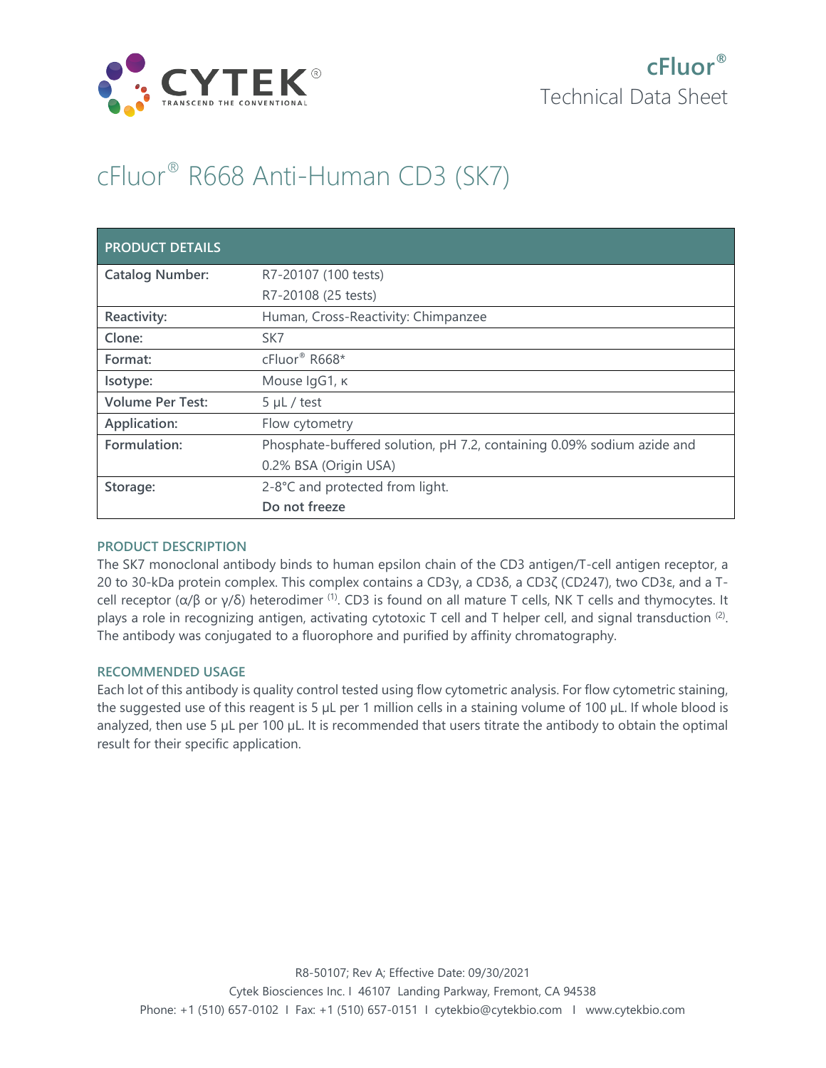cFluor®

Technical Data Sheet

# cFluor® R668 Anti-Human CD3 (SK7)

| PRODUCT DETAILS | |
|---|---|
| **Catalog Number:** | R7-20107 (100 tests)<br>R7-20108 (25 tests) |
| **Reactivity:** | Human, Cross-Reactivity: Chimpanzee |
| **Clone:** | SK7 |
| **Format:** | cFluor® R668* |
| **Isotype:** | Mouse IgG1, κ |
| **Volume Per Test:** | 5 µL / test |
| **Application:** | Flow cytometry |
| **Formulation:** | Phosphate-buffered solution, pH 7.2, containing 0.09% sodium azide and 0.2% BSA (Origin USA) |
| **Storage:** | 2-8°C and protected from light.<br>**Do not freeze** |

## PRODUCT DESCRIPTION

The SK7 monoclonal antibody binds to human epsilon chain of the CD3 antigen/T-cell antigen receptor, a 20 to 30-kDa protein complex. This complex contains a CD3γ, a CD3δ, a CD3ζ (CD247), two CD3ε, and a T-cell receptor (α/β or γ/δ) heterodimer [1]. CD3 is found on all mature T cells, NK T cells and thymocytes. It plays a role in recognizing antigen, activating cytotoxic T cell and T helper cell, and signal transduction [2]. The antibody was conjugated to a fluorophore and purified by affinity chromatography.

## RECOMMENDED USAGE

Each lot of this antibody is quality control tested using flow cytometric analysis. For flow cytometric staining, the suggested use of this reagent is 5 µL per 1 million cells in a staining volume of 100 µL. If whole blood is analyzed, then use 5 µL per 100 µL. It is recommended that users titrate the antibody to obtain the optimal result for their specific application.

R8-50107; Rev A; Effective Date: 09/30/2021

Cytek Biosciences Inc. I 46107 Landing Parkway, Fremont, CA 94538

Phone: +1 (510) 657-0102 I Fax: +1 (510) 657-0151 I cytekbio@cytekbio.com I www.cytekbio.com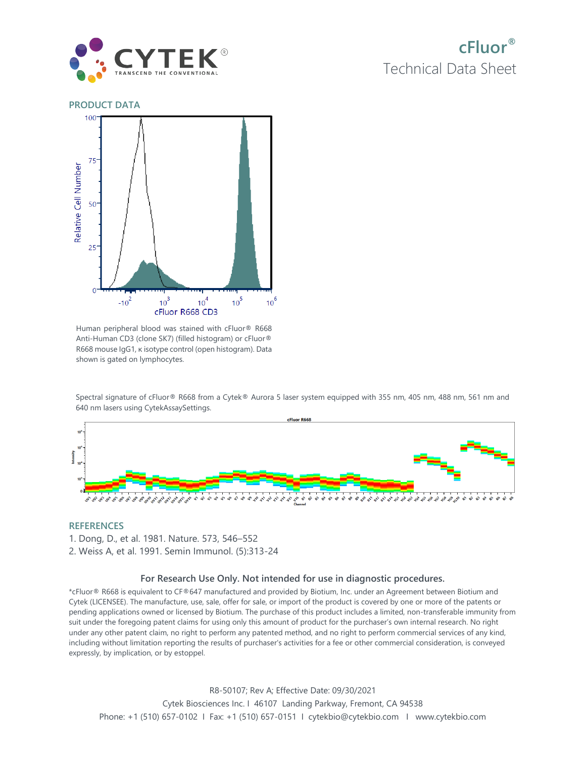# cFluor®

Technical Data Sheet

## PRODUCT DATA

100
75
50
25
0
Relative Cell Number
$-10^2$
$10^3$
$10^4$
$10^5$
$10^6$
cFluor R668 CD3

Human peripheral blood was stained with cFluor® R668 Anti-Human CD3 (clone SK7) (filled histogram) or cFluor® R668 mouse IgG1, κ isotype control (open histogram). Data shown is gated on lymphocytes.

Spectral signature of cFluor® R668 from a Cytek® Aurora 5 laser system equipped with 355 nm, 405 nm, 488 nm, 561 nm and 640 nm lasers using CytekAssaySettings.

cFluor R668
Intensity
Channel

## REFERENCES

1. Dong, D., et al. 1981. Nature. 573, 546–552
2. Weiss A, et al. 1991. Semin Immunol. (5):313-24

**For Research Use Only. Not intended for use in diagnostic procedures.**

*cFluor® R668 is equivalent to CF®647 manufactured and provided by Biotium, Inc. under an Agreement between Biotium and Cytek (LICENSEE). The manufacture, use, sale, offer for sale, or import of the product is covered by one or more of the patents or pending applications owned or licensed by Biotium. The purchase of this product includes a limited, non-transferable immunity from suit under the foregoing patent claims for using only this amount of product for the purchaser's own internal research. No right under any other patent claim, no right to perform any patented method, and no right to perform commercial services of any kind, including without limitation reporting the results of purchaser's activities for a fee or other commercial consideration, is conveyed expressly, by implication, or by estoppel.

R8-50107; Rev A; Effective Date: 09/30/2021

Cytek Biosciences Inc. I 46107 Landing Parkway, Fremont, CA 94538

Phone: +1 (510) 657-0102 I Fax: +1 (510) 657-0151 I cytekbio@cytekbio.com I www.cytekbio.com